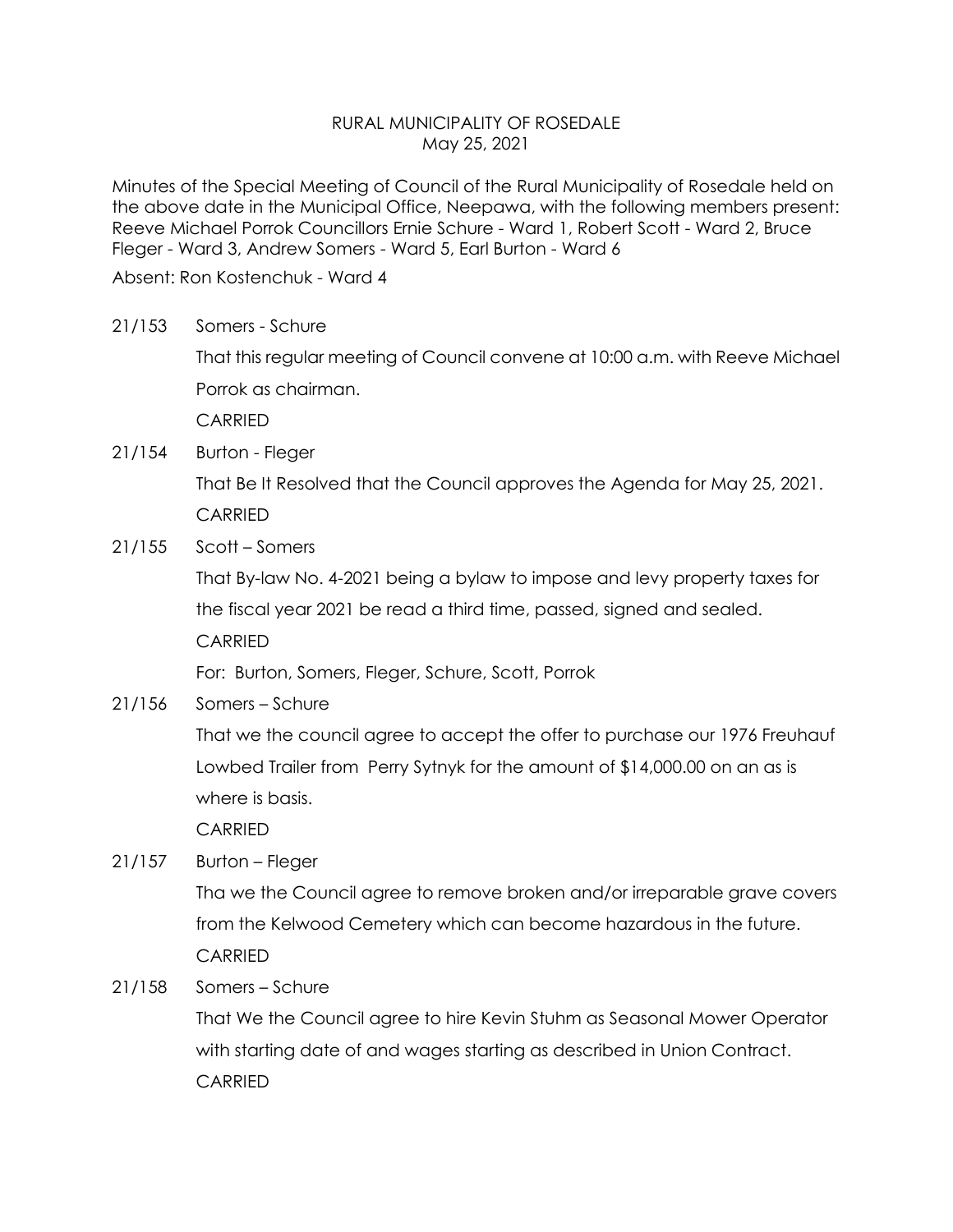# RURAL MUNICIPALITY OF ROSEDALE
May 25, 2021

Minutes of the Special Meeting of Council of the Rural Municipality of Rosedale held on the above date in the Municipal Office, Neepawa, with the following members present: Reeve Michael Porrok Councillors Ernie Schure - Ward 1, Robert Scott - Ward 2, Bruce Fleger - Ward 3, Andrew Somers - Ward 5, Earl Burton - Ward 6

Absent: Ron Kostenchuk - Ward 4

21/153 Somers - Schure

That this regular meeting of Council convene at 10:00 a.m. with Reeve Michael Porrok as chairman.

CARRIED

21/154 Burton - Fleger

That Be It Resolved that the Council approves the Agenda for May 25, 2021.

CARRIED

21/155 Scott – Somers

That By-law No. 4-2021 being a bylaw to impose and levy property taxes for the fiscal year 2021 be read a third time, passed, signed and sealed.

CARRIED

For: Burton, Somers, Fleger, Schure, Scott, Porrok

21/156 Somers – Schure

That we the council agree to accept the offer to purchase our 1976 Freuhauf Lowbed Trailer from Perry Sytnyk for the amount of $14,000.00 on an as is where is basis.

CARRIED

21/157 Burton – Fleger

Tha we the Council agree to remove broken and/or irreparable grave covers from the Kelwood Cemetery which can become hazardous in the future.

CARRIED

21/158 Somers – Schure

That We the Council agree to hire Kevin Stuhm as Seasonal Mower Operator with starting date of and wages starting as described in Union Contract.

CARRIED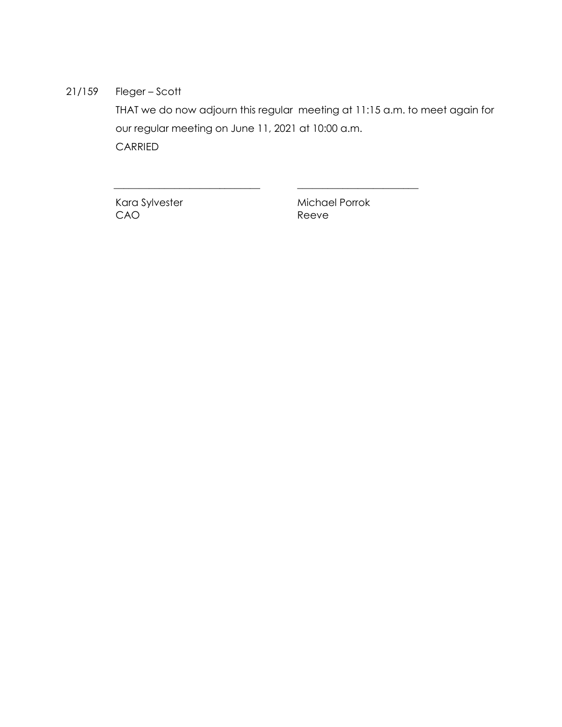21/159 Fleger – Scott

THAT we do now adjourn this regular meeting at 11:15 a.m. to meet again for our regular meeting on June 11, 2021 at 10:00 a.m.

CARRIED

\_\_\_\_\_\_\_\_\_\_\_\_\_\_\_\_\_\_\_\_\_\_\_\_\_\_\_\_ \_\_\_\_\_\_\_\_\_\_\_\_\_\_\_\_\_\_\_\_\_\_\_\_

| | |
|---|---|
| Kara Sylvester<br>CAO | Michael Porrok<br>Reeve |